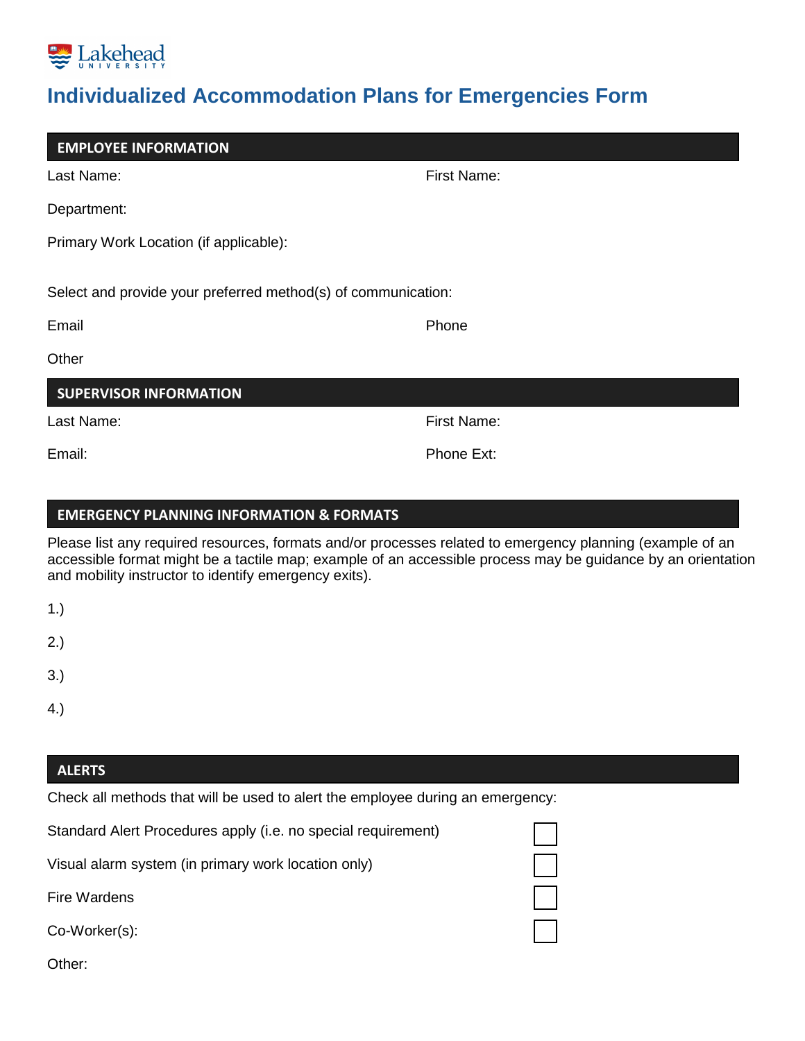Lakehead University

# Individualized Accommodation Plans for Emergencies Form

## EMPLOYEE INFORMATION

Last Name: First Name:

Department:

Primary Work Location (if applicable):

Select and provide your preferred method(s) of communication:

Email Phone

Other

## SUPERVISOR INFORMATION

Last Name: First Name:

Email: Phone Ext:

## EMERGENCY PLANNING INFORMATION & FORMATS

Please list any required resources, formats and/or processes related to emergency planning (example of an accessible format might be a tactile map; example of an accessible process may be guidance by an orientation and mobility instructor to identify emergency exits).

1.)

2.)

3.)

4.)

## ALERTS

Check all methods that will be used to alert the employee during an emergency:

| | |
|---|---|
| Standard Alert Procedures apply (i.e. no special requirement) | ☐ |
| Visual alarm system (in primary work location only) | ☐ |
| Fire Wardens | ☐ |
| Co-Worker(s): | ☐ |

Other: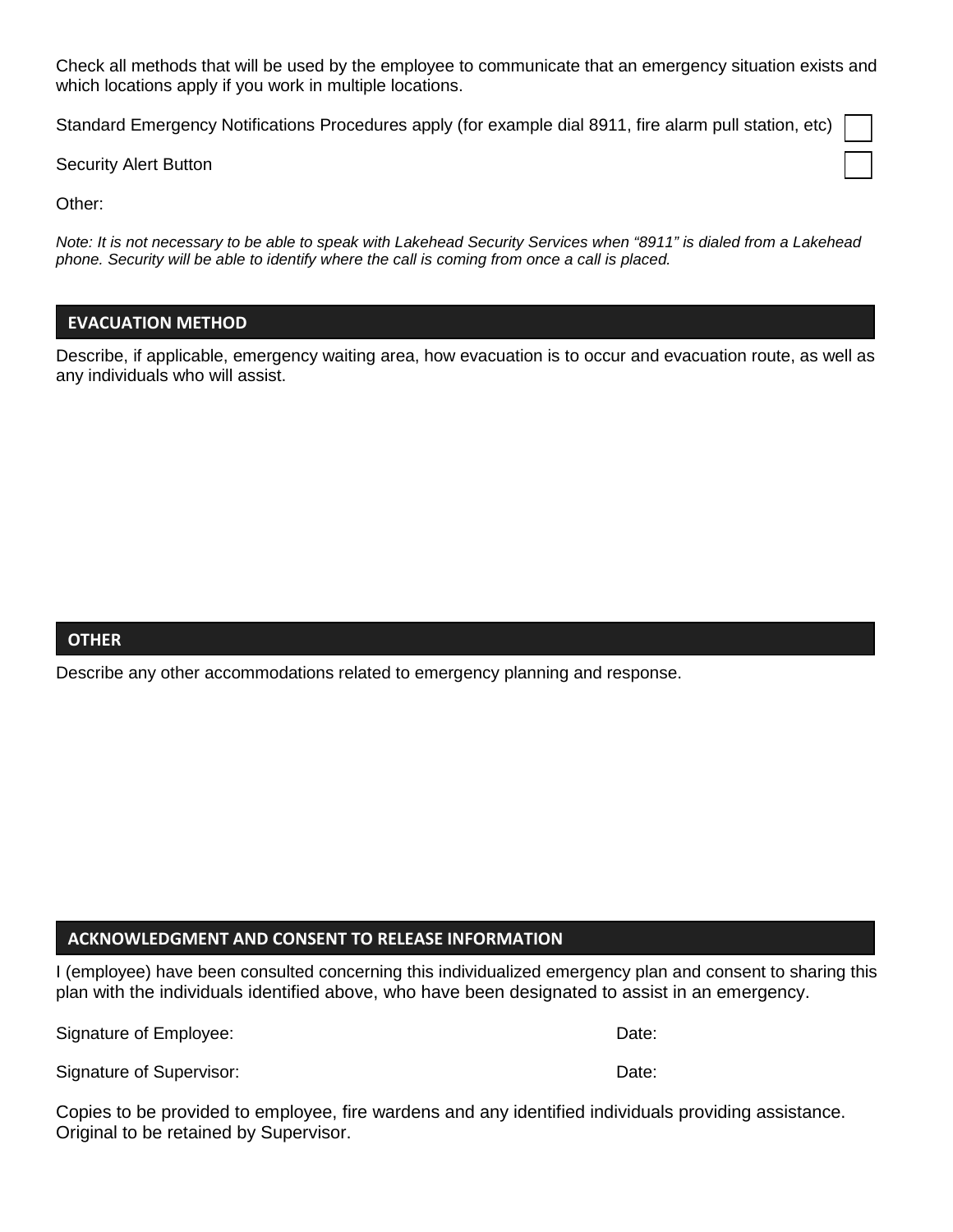Check all methods that will be used by the employee to communicate that an emergency situation exists and which locations apply if you work in multiple locations.

Standard Emergency Notifications Procedures apply (for example dial 8911, fire alarm pull station, etc) ☐

Security Alert Button ☐

Other:

*Note: It is not necessary to be able to speak with Lakehead Security Services when "8911" is dialed from a Lakehead phone. Security will be able to identify where the call is coming from once a call is placed.*

## EVACUATION METHOD

Describe, if applicable, emergency waiting area, how evacuation is to occur and evacuation route, as well as any individuals who will assist.

## OTHER

Describe any other accommodations related to emergency planning and response.

## ACKNOWLEDGMENT AND CONSENT TO RELEASE INFORMATION

I (employee) have been consulted concerning this individualized emergency plan and consent to sharing this plan with the individuals identified above, who have been designated to assist in an emergency.

Signature of Employee: Date:

Signature of Supervisor: Date:

Copies to be provided to employee, fire wardens and any identified individuals providing assistance. Original to be retained by Supervisor.